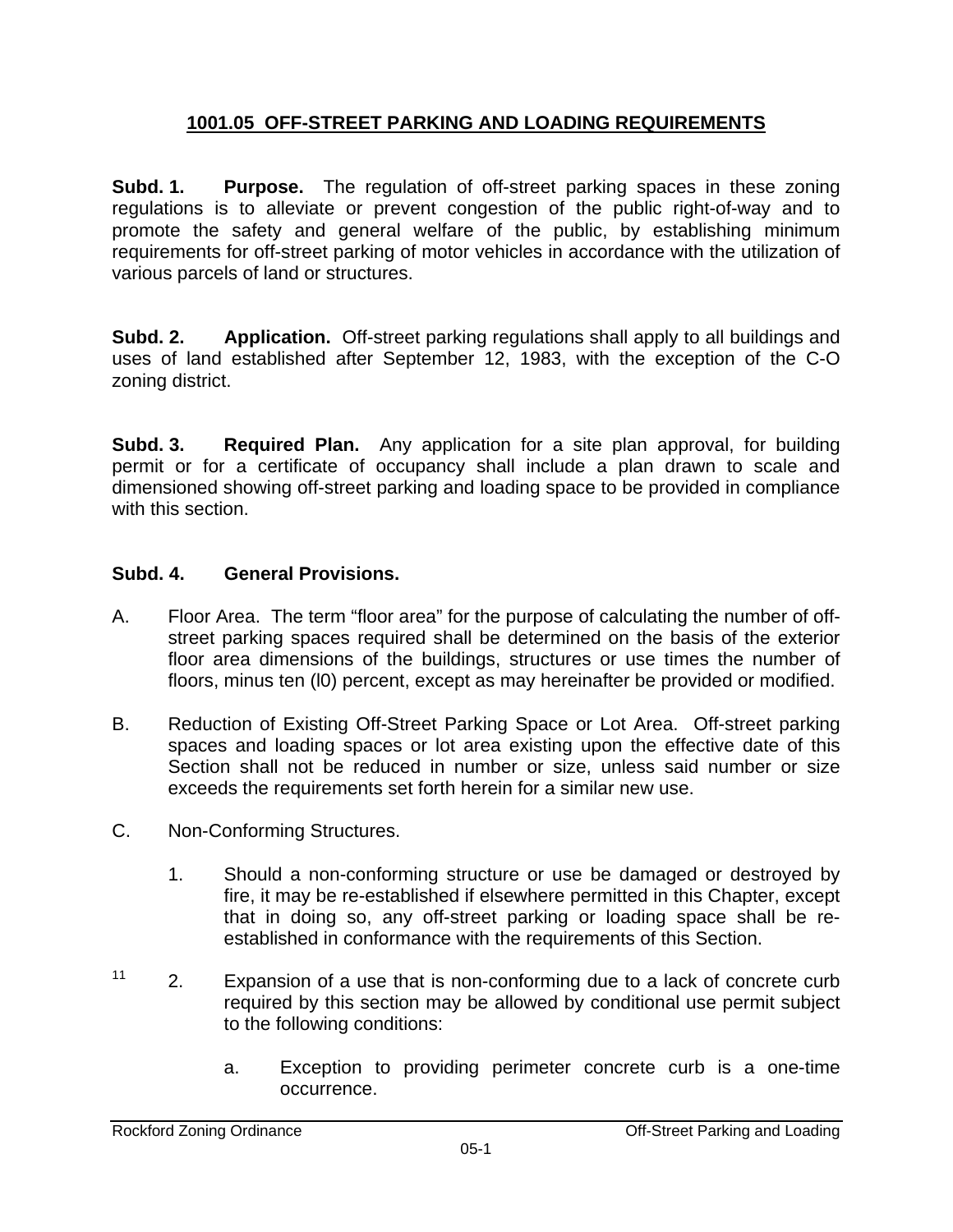# 1001.05 OFF-STREET PARKING AND LOADING REQUIREMENTS

**Subd. 1. Purpose.** The regulation of off-street parking spaces in these zoning regulations is to alleviate or prevent congestion of the public right-of-way and to promote the safety and general welfare of the public, by establishing minimum requirements for off-street parking of motor vehicles in accordance with the utilization of various parcels of land or structures.

**Subd. 2. Application.** Off-street parking regulations shall apply to all buildings and uses of land established after September 12, 1983, with the exception of the C-O zoning district.

**Subd. 3. Required Plan.** Any application for a site plan approval, for building permit or for a certificate of occupancy shall include a plan drawn to scale and dimensioned showing off-street parking and loading space to be provided in compliance with this section.

**Subd. 4. General Provisions.**

A. Floor Area. The term "floor area" for the purpose of calculating the number of off-street parking spaces required shall be determined on the basis of the exterior floor area dimensions of the buildings, structures or use times the number of floors, minus ten (l0) percent, except as may hereinafter be provided or modified.

B. Reduction of Existing Off-Street Parking Space or Lot Area. Off-street parking spaces and loading spaces or lot area existing upon the effective date of this Section shall not be reduced in number or size, unless said number or size exceeds the requirements set forth herein for a similar new use.

C. Non-Conforming Structures.

1. Should a non-conforming structure or use be damaged or destroyed by fire, it may be re-established if elsewhere permitted in this Chapter, except that in doing so, any off-street parking or loading space shall be re-established in conformance with the requirements of this Section.

[11] 2. Expansion of a use that is non-conforming due to a lack of concrete curb required by this section may be allowed by conditional use permit subject to the following conditions:

   a. Exception to providing perimeter concrete curb is a one-time occurrence.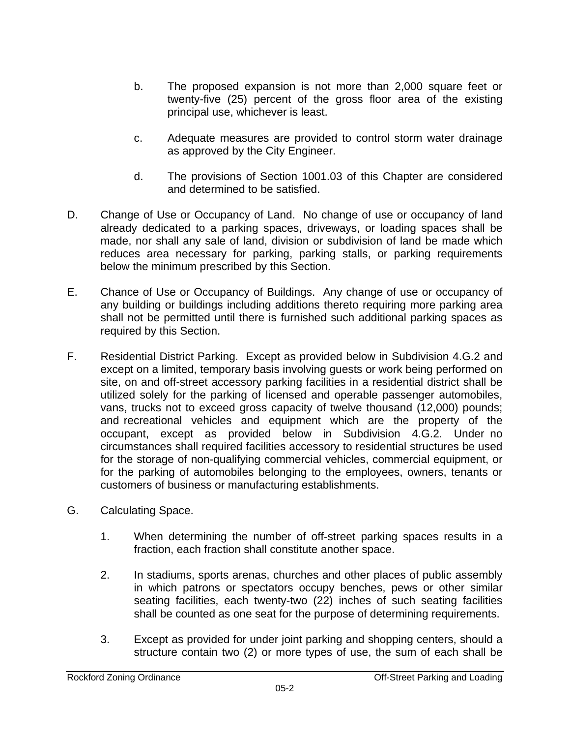b. The proposed expansion is not more than 2,000 square feet or twenty-five (25) percent of the gross floor area of the existing principal use, whichever is least.

c. Adequate measures are provided to control storm water drainage as approved by the City Engineer.

d. The provisions of Section 1001.03 of this Chapter are considered and determined to be satisfied.

D. Change of Use or Occupancy of Land. No change of use or occupancy of land already dedicated to a parking spaces, driveways, or loading spaces shall be made, nor shall any sale of land, division or subdivision of land be made which reduces area necessary for parking, parking stalls, or parking requirements below the minimum prescribed by this Section.

E. Chance of Use or Occupancy of Buildings. Any change of use or occupancy of any building or buildings including additions thereto requiring more parking area shall not be permitted until there is furnished such additional parking spaces as required by this Section.

F. Residential District Parking. Except as provided below in Subdivision 4.G.2 and except on a limited, temporary basis involving guests or work being performed on site, on and off-street accessory parking facilities in a residential district shall be utilized solely for the parking of licensed and operable passenger automobiles, vans, trucks not to exceed gross capacity of twelve thousand (12,000) pounds; and recreational vehicles and equipment which are the property of the occupant, except as provided below in Subdivision 4.G.2. Under no circumstances shall required facilities accessory to residential structures be used for the storage of non-qualifying commercial vehicles, commercial equipment, or for the parking of automobiles belonging to the employees, owners, tenants or customers of business or manufacturing establishments.

G. Calculating Space.

1. When determining the number of off-street parking spaces results in a fraction, each fraction shall constitute another space.

2. In stadiums, sports arenas, churches and other places of public assembly in which patrons or spectators occupy benches, pews or other similar seating facilities, each twenty-two (22) inches of such seating facilities shall be counted as one seat for the purpose of determining requirements.

3. Except as provided for under joint parking and shopping centers, should a structure contain two (2) or more types of use, the sum of each shall be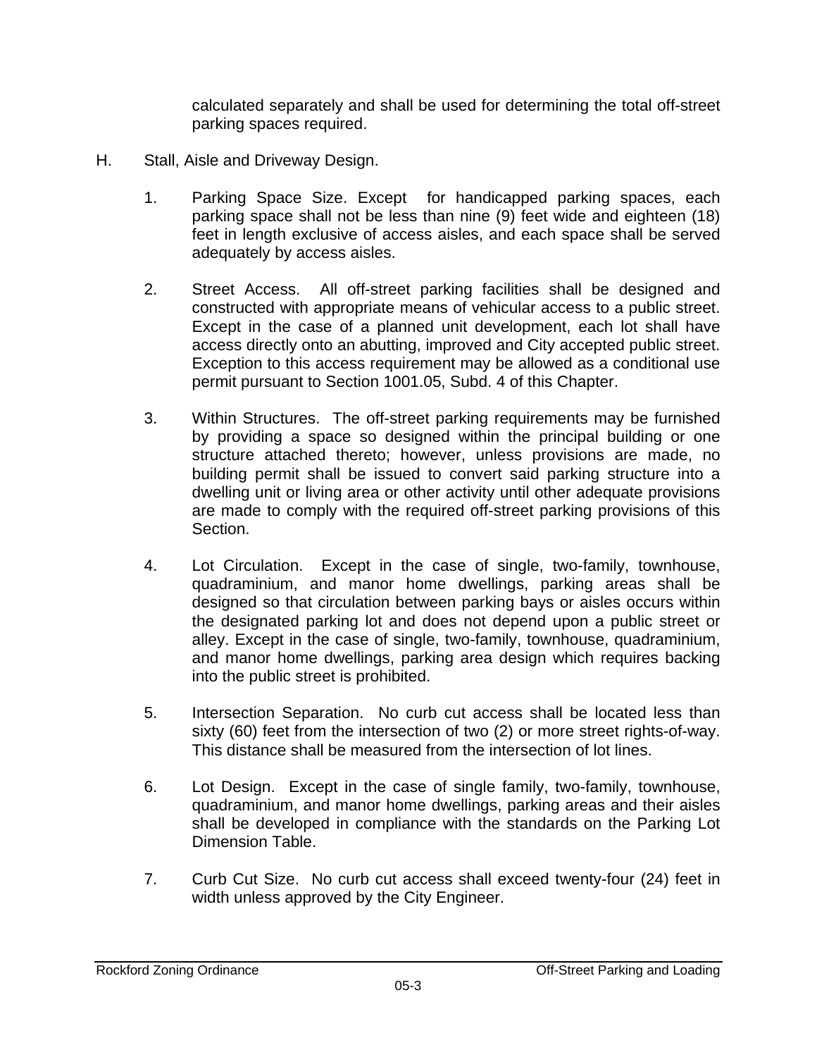calculated separately and shall be used for determining the total off-street parking spaces required.

H. Stall, Aisle and Driveway Design.

1. Parking Space Size. Except for handicapped parking spaces, each parking space shall not be less than nine (9) feet wide and eighteen (18) feet in length exclusive of access aisles, and each space shall be served adequately by access aisles.

2. Street Access. All off-street parking facilities shall be designed and constructed with appropriate means of vehicular access to a public street. Except in the case of a planned unit development, each lot shall have access directly onto an abutting, improved and City accepted public street. Exception to this access requirement may be allowed as a conditional use permit pursuant to Section 1001.05, Subd. 4 of this Chapter.

3. Within Structures. The off-street parking requirements may be furnished by providing a space so designed within the principal building or one structure attached thereto; however, unless provisions are made, no building permit shall be issued to convert said parking structure into a dwelling unit or living area or other activity until other adequate provisions are made to comply with the required off-street parking provisions of this Section.

4. Lot Circulation. Except in the case of single, two-family, townhouse, quadraminium, and manor home dwellings, parking areas shall be designed so that circulation between parking bays or aisles occurs within the designated parking lot and does not depend upon a public street or alley. Except in the case of single, two-family, townhouse, quadraminium, and manor home dwellings, parking area design which requires backing into the public street is prohibited.

5. Intersection Separation. No curb cut access shall be located less than sixty (60) feet from the intersection of two (2) or more street rights-of-way. This distance shall be measured from the intersection of lot lines.

6. Lot Design. Except in the case of single family, two-family, townhouse, quadraminium, and manor home dwellings, parking areas and their aisles shall be developed in compliance with the standards on the Parking Lot Dimension Table.

7. Curb Cut Size. No curb cut access shall exceed twenty-four (24) feet in width unless approved by the City Engineer.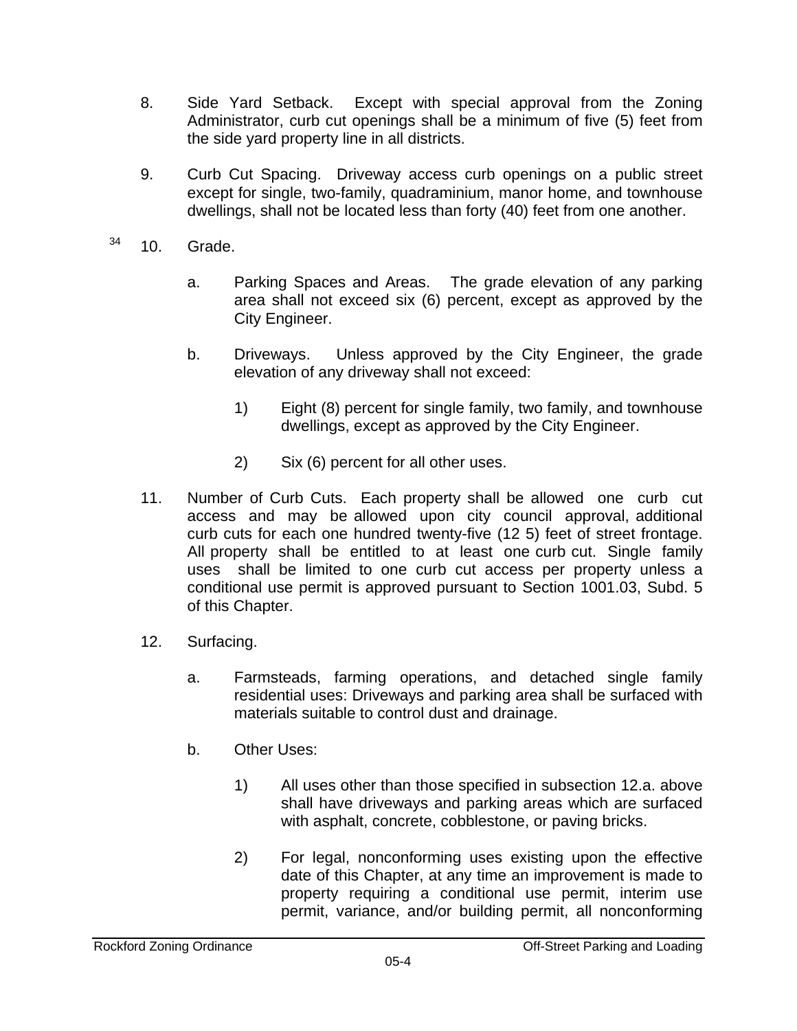8. Side Yard Setback. Except with special approval from the Zoning Administrator, curb cut openings shall be a minimum of five (5) feet from the side yard property line in all districts.

9. Curb Cut Spacing. Driveway access curb openings on a public street except for single, two-family, quadraminium, manor home, and townhouse dwellings, shall not be located less than forty (40) feet from one another.

[34] 10. Grade.

   a. Parking Spaces and Areas. The grade elevation of any parking area shall not exceed six (6) percent, except as approved by the City Engineer.

   b. Driveways. Unless approved by the City Engineer, the grade elevation of any driveway shall not exceed:

      1) Eight (8) percent for single family, two family, and townhouse dwellings, except as approved by the City Engineer.

      2) Six (6) percent for all other uses.

11. Number of Curb Cuts. Each property shall be allowed one curb cut access and may be allowed upon city council approval, additional curb cuts for each one hundred twenty-five (12 5) feet of street frontage. All property shall be entitled to at least one curb cut. Single family uses shall be limited to one curb cut access per property unless a conditional use permit is approved pursuant to Section 1001.03, Subd. 5 of this Chapter.

12. Surfacing.

   a. Farmsteads, farming operations, and detached single family residential uses: Driveways and parking area shall be surfaced with materials suitable to control dust and drainage.

   b. Other Uses:

      1) All uses other than those specified in subsection 12.a. above shall have driveways and parking areas which are surfaced with asphalt, concrete, cobblestone, or paving bricks.

      2) For legal, nonconforming uses existing upon the effective date of this Chapter, at any time an improvement is made to property requiring a conditional use permit, interim use permit, variance, and/or building permit, all nonconforming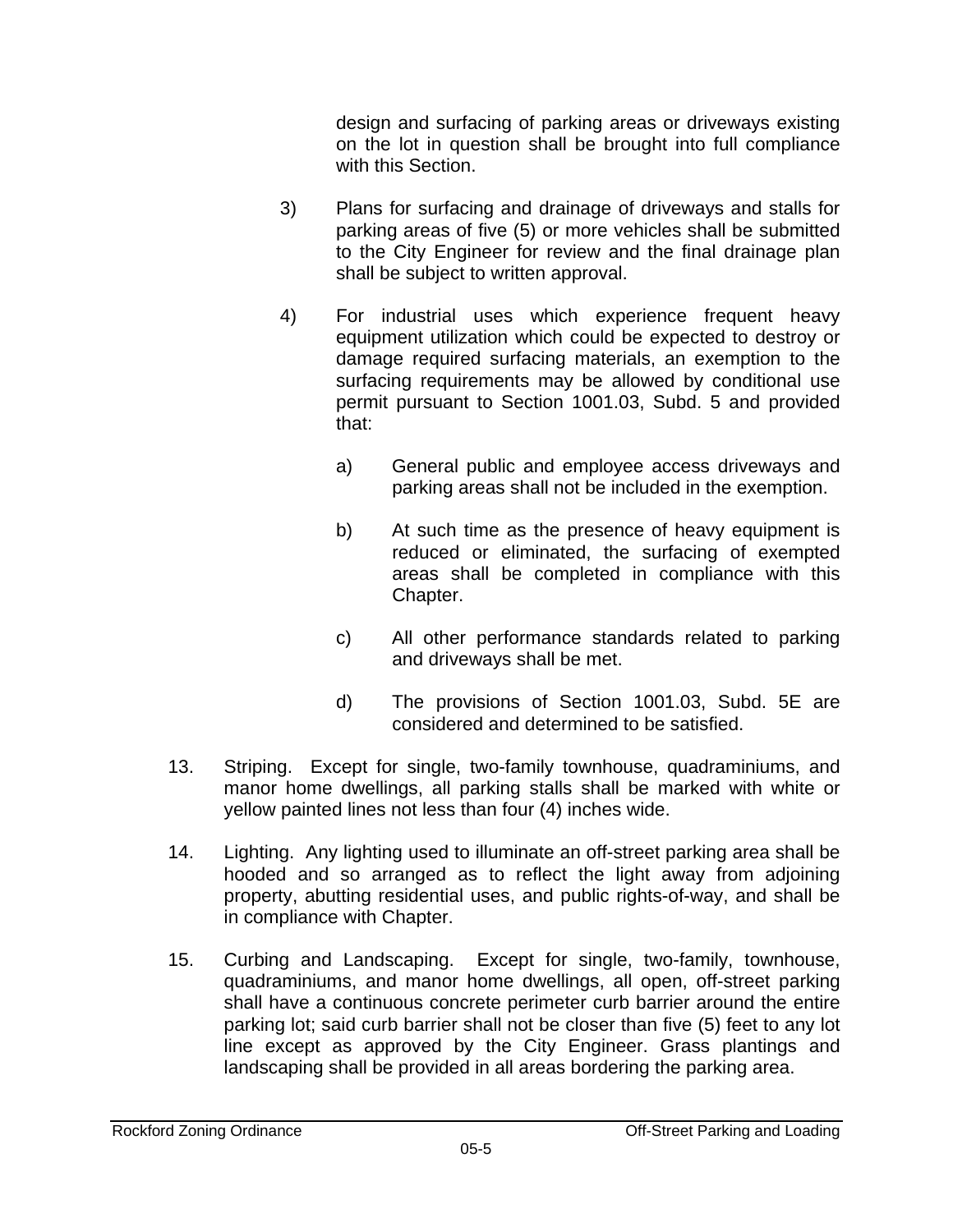design and surfacing of parking areas or driveways existing on the lot in question shall be brought into full compliance with this Section.

3) Plans for surfacing and drainage of driveways and stalls for parking areas of five (5) or more vehicles shall be submitted to the City Engineer for review and the final drainage plan shall be subject to written approval.

4) For industrial uses which experience frequent heavy equipment utilization which could be expected to destroy or damage required surfacing materials, an exemption to the surfacing requirements may be allowed by conditional use permit pursuant to Section 1001.03, Subd. 5 and provided that:

   a) General public and employee access driveways and parking areas shall not be included in the exemption.

   b) At such time as the presence of heavy equipment is reduced or eliminated, the surfacing of exempted areas shall be completed in compliance with this Chapter.

   c) All other performance standards related to parking and driveways shall be met.

   d) The provisions of Section 1001.03, Subd. 5E are considered and determined to be satisfied.

13. Striping. Except for single, two-family townhouse, quadraminiums, and manor home dwellings, all parking stalls shall be marked with white or yellow painted lines not less than four (4) inches wide.

14. Lighting. Any lighting used to illuminate an off-street parking area shall be hooded and so arranged as to reflect the light away from adjoining property, abutting residential uses, and public rights-of-way, and shall be in compliance with Chapter.

15. Curbing and Landscaping. Except for single, two-family, townhouse, quadraminiums, and manor home dwellings, all open, off-street parking shall have a continuous concrete perimeter curb barrier around the entire parking lot; said curb barrier shall not be closer than five (5) feet to any lot line except as approved by the City Engineer. Grass plantings and landscaping shall be provided in all areas bordering the parking area.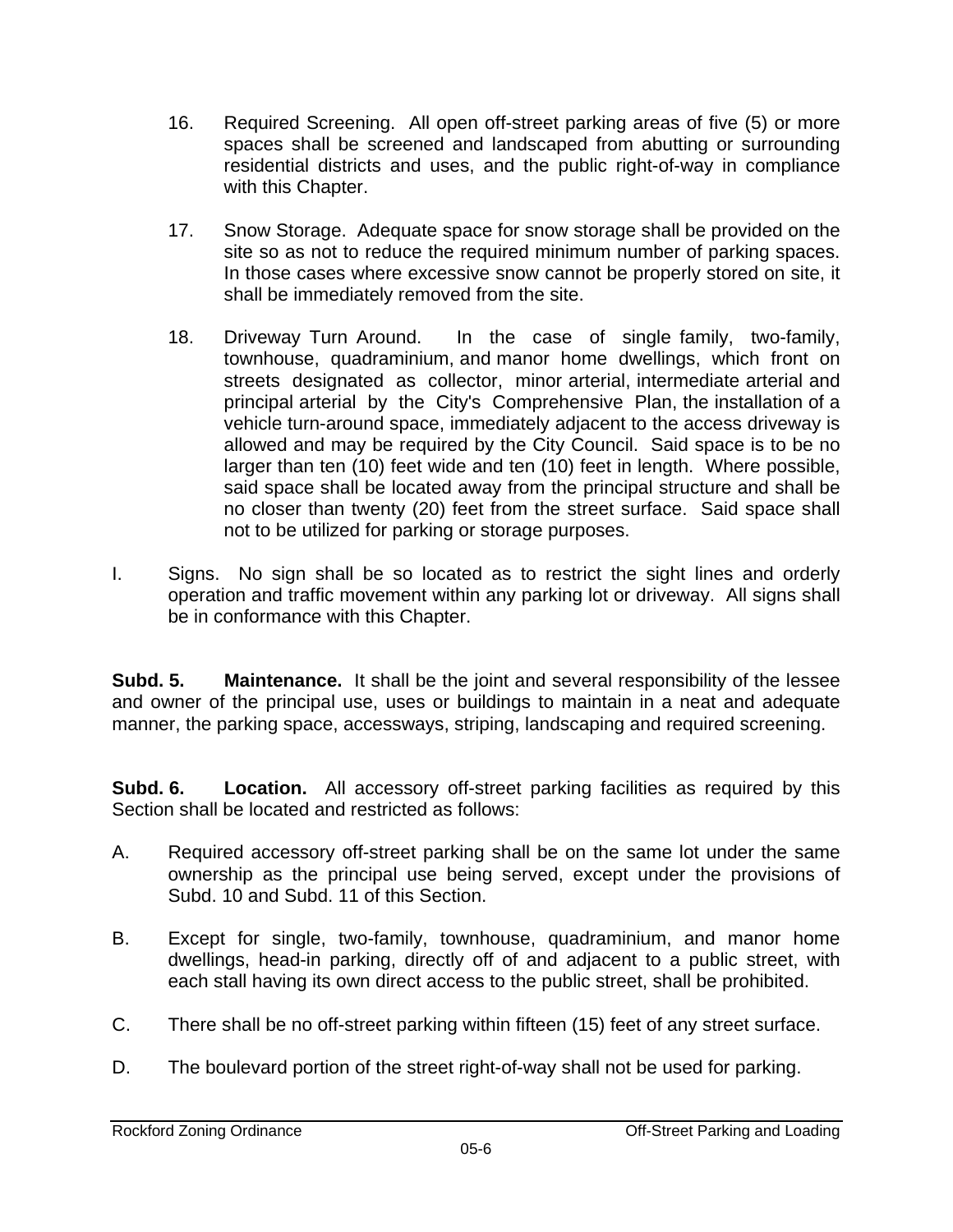16. Required Screening. All open off-street parking areas of five (5) or more spaces shall be screened and landscaped from abutting or surrounding residential districts and uses, and the public right-of-way in compliance with this Chapter.

17. Snow Storage. Adequate space for snow storage shall be provided on the site so as not to reduce the required minimum number of parking spaces. In those cases where excessive snow cannot be properly stored on site, it shall be immediately removed from the site.

18. Driveway Turn Around. In the case of single family, two-family, townhouse, quadraminium, and manor home dwellings, which front on streets designated as collector, minor arterial, intermediate arterial and principal arterial by the City's Comprehensive Plan, the installation of a vehicle turn-around space, immediately adjacent to the access driveway is allowed and may be required by the City Council. Said space is to be no larger than ten (10) feet wide and ten (10) feet in length. Where possible, said space shall be located away from the principal structure and shall be no closer than twenty (20) feet from the street surface. Said space shall not to be utilized for parking or storage purposes.

I. Signs. No sign shall be so located as to restrict the sight lines and orderly operation and traffic movement within any parking lot or driveway. All signs shall be in conformance with this Chapter.

**Subd. 5. Maintenance.** It shall be the joint and several responsibility of the lessee and owner of the principal use, uses or buildings to maintain in a neat and adequate manner, the parking space, accessways, striping, landscaping and required screening.

**Subd. 6. Location.** All accessory off-street parking facilities as required by this Section shall be located and restricted as follows:

A. Required accessory off-street parking shall be on the same lot under the same ownership as the principal use being served, except under the provisions of Subd. 10 and Subd. 11 of this Section.

B. Except for single, two-family, townhouse, quadraminium, and manor home dwellings, head-in parking, directly off of and adjacent to a public street, with each stall having its own direct access to the public street, shall be prohibited.

C. There shall be no off-street parking within fifteen (15) feet of any street surface.

D. The boulevard portion of the street right-of-way shall not be used for parking.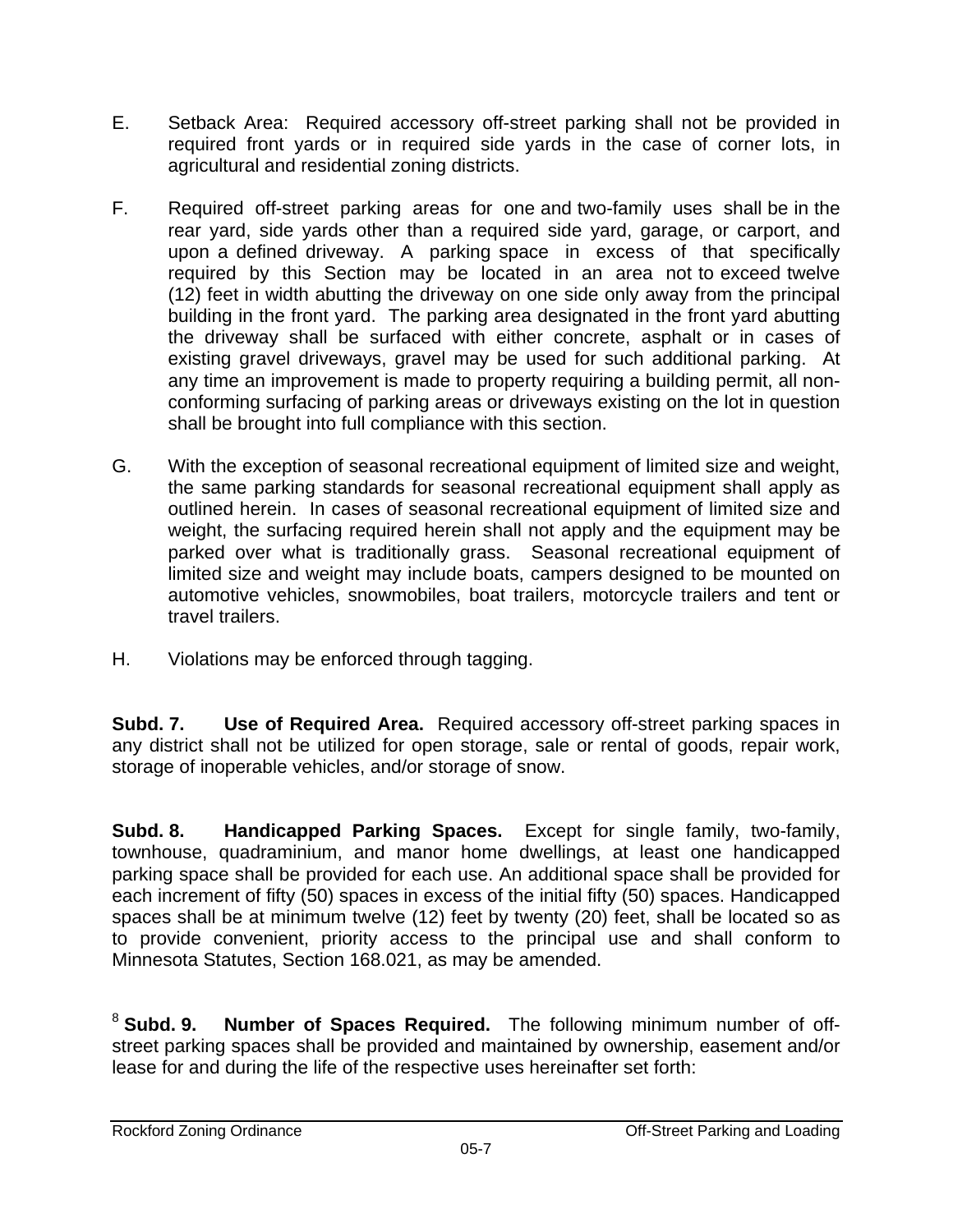E. Setback Area: Required accessory off-street parking shall not be provided in required front yards or in required side yards in the case of corner lots, in agricultural and residential zoning districts.

F. Required off-street parking areas for one and two-family uses shall be in the rear yard, side yards other than a required side yard, garage, or carport, and upon a defined driveway. A parking space in excess of that specifically required by this Section may be located in an area not to exceed twelve (12) feet in width abutting the driveway on one side only away from the principal building in the front yard. The parking area designated in the front yard abutting the driveway shall be surfaced with either concrete, asphalt or in cases of existing gravel driveways, gravel may be used for such additional parking. At any time an improvement is made to property requiring a building permit, all non-conforming surfacing of parking areas or driveways existing on the lot in question shall be brought into full compliance with this section.

G. With the exception of seasonal recreational equipment of limited size and weight, the same parking standards for seasonal recreational equipment shall apply as outlined herein. In cases of seasonal recreational equipment of limited size and weight, the surfacing required herein shall not apply and the equipment may be parked over what is traditionally grass. Seasonal recreational equipment of limited size and weight may include boats, campers designed to be mounted on automotive vehicles, snowmobiles, boat trailers, motorcycle trailers and tent or travel trailers.

H. Violations may be enforced through tagging.

**Subd. 7. Use of Required Area.** Required accessory off-street parking spaces in any district shall not be utilized for open storage, sale or rental of goods, repair work, storage of inoperable vehicles, and/or storage of snow.

**Subd. 8. Handicapped Parking Spaces.** Except for single family, two-family, townhouse, quadraminium, and manor home dwellings, at least one handicapped parking space shall be provided for each use. An additional space shall be provided for each increment of fifty (50) spaces in excess of the initial fifty (50) spaces. Handicapped spaces shall be at minimum twelve (12) feet by twenty (20) feet, shall be located so as to provide convenient, priority access to the principal use and shall conform to Minnesota Statutes, Section 168.021, as may be amended.

[8] **Subd. 9. Number of Spaces Required.** The following minimum number of off-street parking spaces shall be provided and maintained by ownership, easement and/or lease for and during the life of the respective uses hereinafter set forth: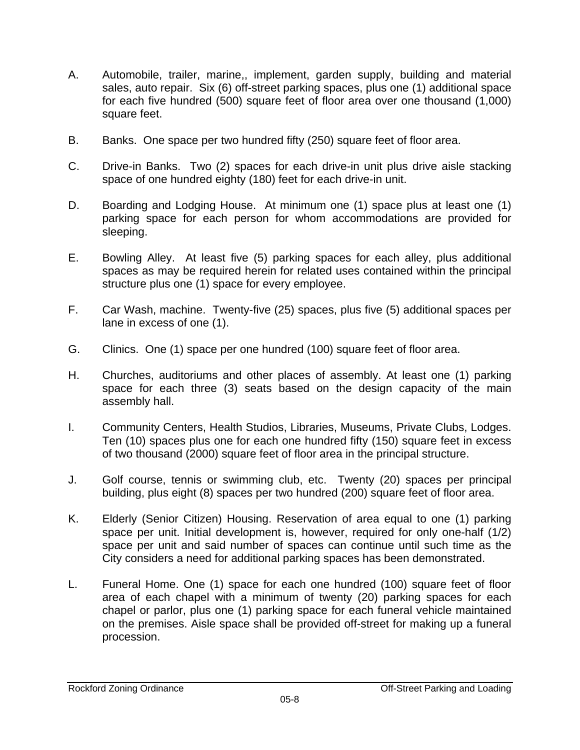A. Automobile, trailer, marine,, implement, garden supply, building and material sales, auto repair. Six (6) off-street parking spaces, plus one (1) additional space for each five hundred (500) square feet of floor area over one thousand (1,000) square feet.

B. Banks. One space per two hundred fifty (250) square feet of floor area.

C. Drive-in Banks. Two (2) spaces for each drive-in unit plus drive aisle stacking space of one hundred eighty (180) feet for each drive-in unit.

D. Boarding and Lodging House. At minimum one (1) space plus at least one (1) parking space for each person for whom accommodations are provided for sleeping.

E. Bowling Alley. At least five (5) parking spaces for each alley, plus additional spaces as may be required herein for related uses contained within the principal structure plus one (1) space for every employee.

F. Car Wash, machine. Twenty-five (25) spaces, plus five (5) additional spaces per lane in excess of one (1).

G. Clinics. One (1) space per one hundred (100) square feet of floor area.

H. Churches, auditoriums and other places of assembly. At least one (1) parking space for each three (3) seats based on the design capacity of the main assembly hall.

I. Community Centers, Health Studios, Libraries, Museums, Private Clubs, Lodges. Ten (10) spaces plus one for each one hundred fifty (150) square feet in excess of two thousand (2000) square feet of floor area in the principal structure.

J. Golf course, tennis or swimming club, etc. Twenty (20) spaces per principal building, plus eight (8) spaces per two hundred (200) square feet of floor area.

K. Elderly (Senior Citizen) Housing. Reservation of area equal to one (1) parking space per unit. Initial development is, however, required for only one-half (1/2) space per unit and said number of spaces can continue until such time as the City considers a need for additional parking spaces has been demonstrated.

L. Funeral Home. One (1) space for each one hundred (100) square feet of floor area of each chapel with a minimum of twenty (20) parking spaces for each chapel or parlor, plus one (1) parking space for each funeral vehicle maintained on the premises. Aisle space shall be provided off-street for making up a funeral procession.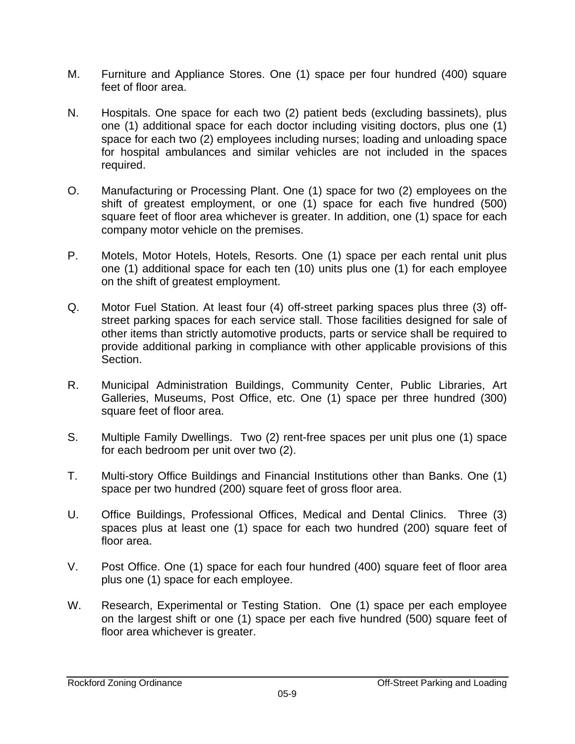M. Furniture and Appliance Stores. One (1) space per four hundred (400) square feet of floor area.

N. Hospitals. One space for each two (2) patient beds (excluding bassinets), plus one (1) additional space for each doctor including visiting doctors, plus one (1) space for each two (2) employees including nurses; loading and unloading space for hospital ambulances and similar vehicles are not included in the spaces required.

O. Manufacturing or Processing Plant. One (1) space for two (2) employees on the shift of greatest employment, or one (1) space for each five hundred (500) square feet of floor area whichever is greater. In addition, one (1) space for each company motor vehicle on the premises.

P. Motels, Motor Hotels, Hotels, Resorts. One (1) space per each rental unit plus one (1) additional space for each ten (10) units plus one (1) for each employee on the shift of greatest employment.

Q. Motor Fuel Station. At least four (4) off-street parking spaces plus three (3) off-street parking spaces for each service stall. Those facilities designed for sale of other items than strictly automotive products, parts or service shall be required to provide additional parking in compliance with other applicable provisions of this Section.

R. Municipal Administration Buildings, Community Center, Public Libraries, Art Galleries, Museums, Post Office, etc. One (1) space per three hundred (300) square feet of floor area.

S. Multiple Family Dwellings. Two (2) rent-free spaces per unit plus one (1) space for each bedroom per unit over two (2).

T. Multi-story Office Buildings and Financial Institutions other than Banks. One (1) space per two hundred (200) square feet of gross floor area.

U. Office Buildings, Professional Offices, Medical and Dental Clinics. Three (3) spaces plus at least one (1) space for each two hundred (200) square feet of floor area.

V. Post Office. One (1) space for each four hundred (400) square feet of floor area plus one (1) space for each employee.

W. Research, Experimental or Testing Station. One (1) space per each employee on the largest shift or one (1) space per each five hundred (500) square feet of floor area whichever is greater.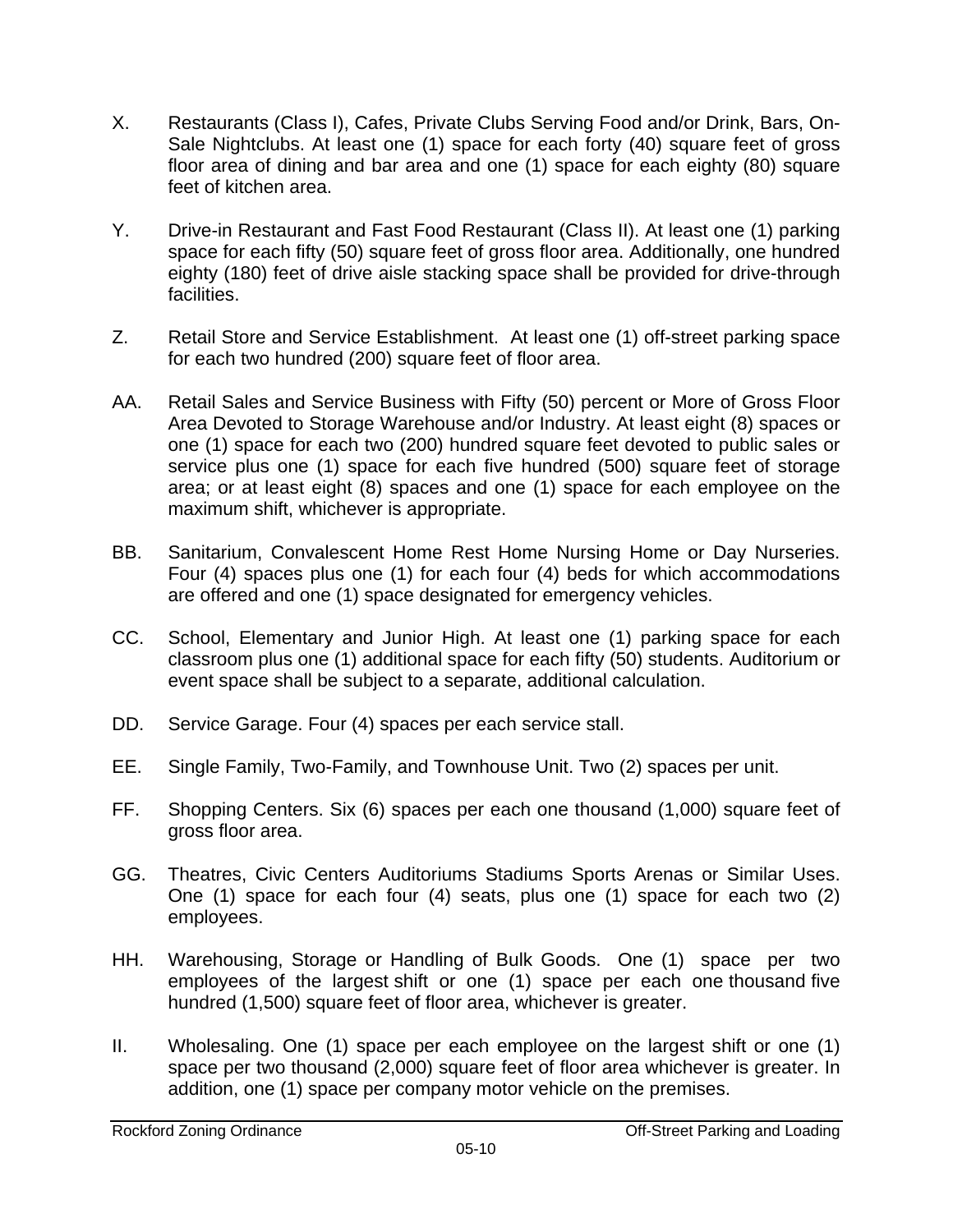X. Restaurants (Class I), Cafes, Private Clubs Serving Food and/or Drink, Bars, On-Sale Nightclubs. At least one (1) space for each forty (40) square feet of gross floor area of dining and bar area and one (1) space for each eighty (80) square feet of kitchen area.

Y. Drive-in Restaurant and Fast Food Restaurant (Class II). At least one (1) parking space for each fifty (50) square feet of gross floor area. Additionally, one hundred eighty (180) feet of drive aisle stacking space shall be provided for drive-through facilities.

Z. Retail Store and Service Establishment. At least one (1) off-street parking space for each two hundred (200) square feet of floor area.

AA. Retail Sales and Service Business with Fifty (50) percent or More of Gross Floor Area Devoted to Storage Warehouse and/or Industry. At least eight (8) spaces or one (1) space for each two (200) hundred square feet devoted to public sales or service plus one (1) space for each five hundred (500) square feet of storage area; or at least eight (8) spaces and one (1) space for each employee on the maximum shift, whichever is appropriate.

BB. Sanitarium, Convalescent Home Rest Home Nursing Home or Day Nurseries. Four (4) spaces plus one (1) for each four (4) beds for which accommodations are offered and one (1) space designated for emergency vehicles.

CC. School, Elementary and Junior High. At least one (1) parking space for each classroom plus one (1) additional space for each fifty (50) students. Auditorium or event space shall be subject to a separate, additional calculation.

DD. Service Garage. Four (4) spaces per each service stall.

EE. Single Family, Two-Family, and Townhouse Unit. Two (2) spaces per unit.

FF. Shopping Centers. Six (6) spaces per each one thousand (1,000) square feet of gross floor area.

GG. Theatres, Civic Centers Auditoriums Stadiums Sports Arenas or Similar Uses. One (1) space for each four (4) seats, plus one (1) space for each two (2) employees.

HH. Warehousing, Storage or Handling of Bulk Goods. One (1) space per two employees of the largest shift or one (1) space per each one thousand five hundred (1,500) square feet of floor area, whichever is greater.

II. Wholesaling. One (1) space per each employee on the largest shift or one (1) space per two thousand (2,000) square feet of floor area whichever is greater. In addition, one (1) space per company motor vehicle on the premises.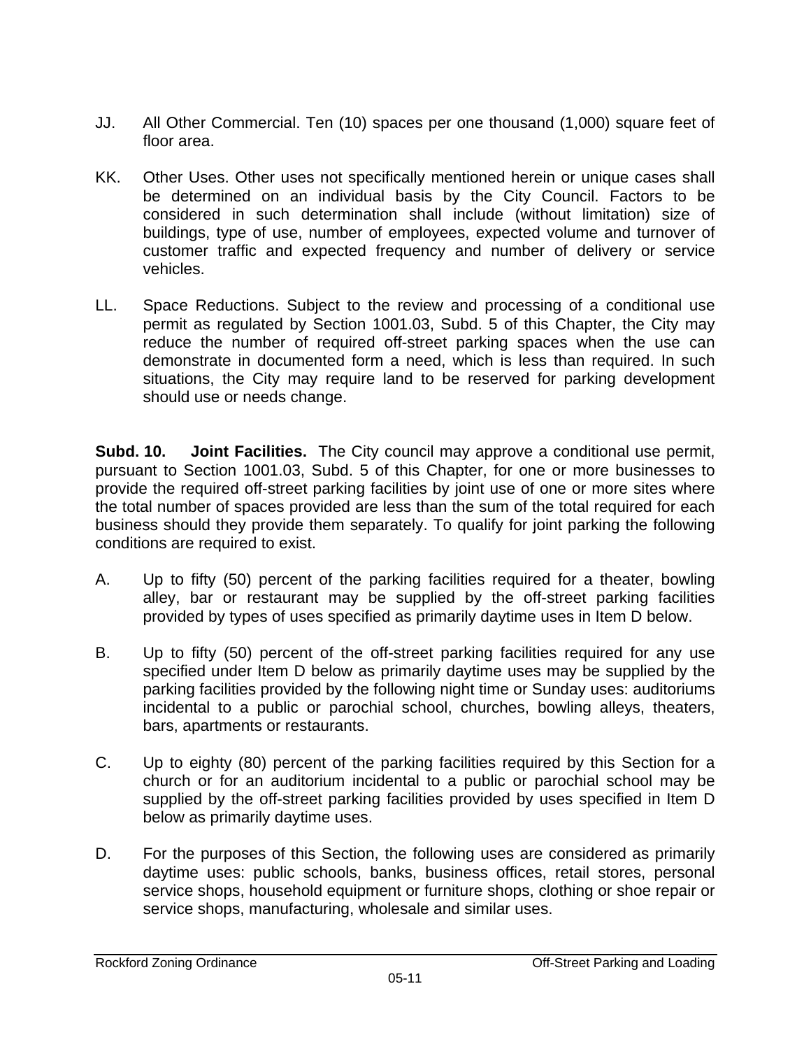JJ. All Other Commercial. Ten (10) spaces per one thousand (1,000) square feet of floor area.

KK. Other Uses. Other uses not specifically mentioned herein or unique cases shall be determined on an individual basis by the City Council. Factors to be considered in such determination shall include (without limitation) size of buildings, type of use, number of employees, expected volume and turnover of customer traffic and expected frequency and number of delivery or service vehicles.

LL. Space Reductions. Subject to the review and processing of a conditional use permit as regulated by Section 1001.03, Subd. 5 of this Chapter, the City may reduce the number of required off-street parking spaces when the use can demonstrate in documented form a need, which is less than required. In such situations, the City may require land to be reserved for parking development should use or needs change.

**Subd. 10. Joint Facilities.** The City council may approve a conditional use permit, pursuant to Section 1001.03, Subd. 5 of this Chapter, for one or more businesses to provide the required off-street parking facilities by joint use of one or more sites where the total number of spaces provided are less than the sum of the total required for each business should they provide them separately. To qualify for joint parking the following conditions are required to exist.

A. Up to fifty (50) percent of the parking facilities required for a theater, bowling alley, bar or restaurant may be supplied by the off-street parking facilities provided by types of uses specified as primarily daytime uses in Item D below.

B. Up to fifty (50) percent of the off-street parking facilities required for any use specified under Item D below as primarily daytime uses may be supplied by the parking facilities provided by the following night time or Sunday uses: auditoriums incidental to a public or parochial school, churches, bowling alleys, theaters, bars, apartments or restaurants.

C. Up to eighty (80) percent of the parking facilities required by this Section for a church or for an auditorium incidental to a public or parochial school may be supplied by the off-street parking facilities provided by uses specified in Item D below as primarily daytime uses.

D. For the purposes of this Section, the following uses are considered as primarily daytime uses: public schools, banks, business offices, retail stores, personal service shops, household equipment or furniture shops, clothing or shoe repair or service shops, manufacturing, wholesale and similar uses.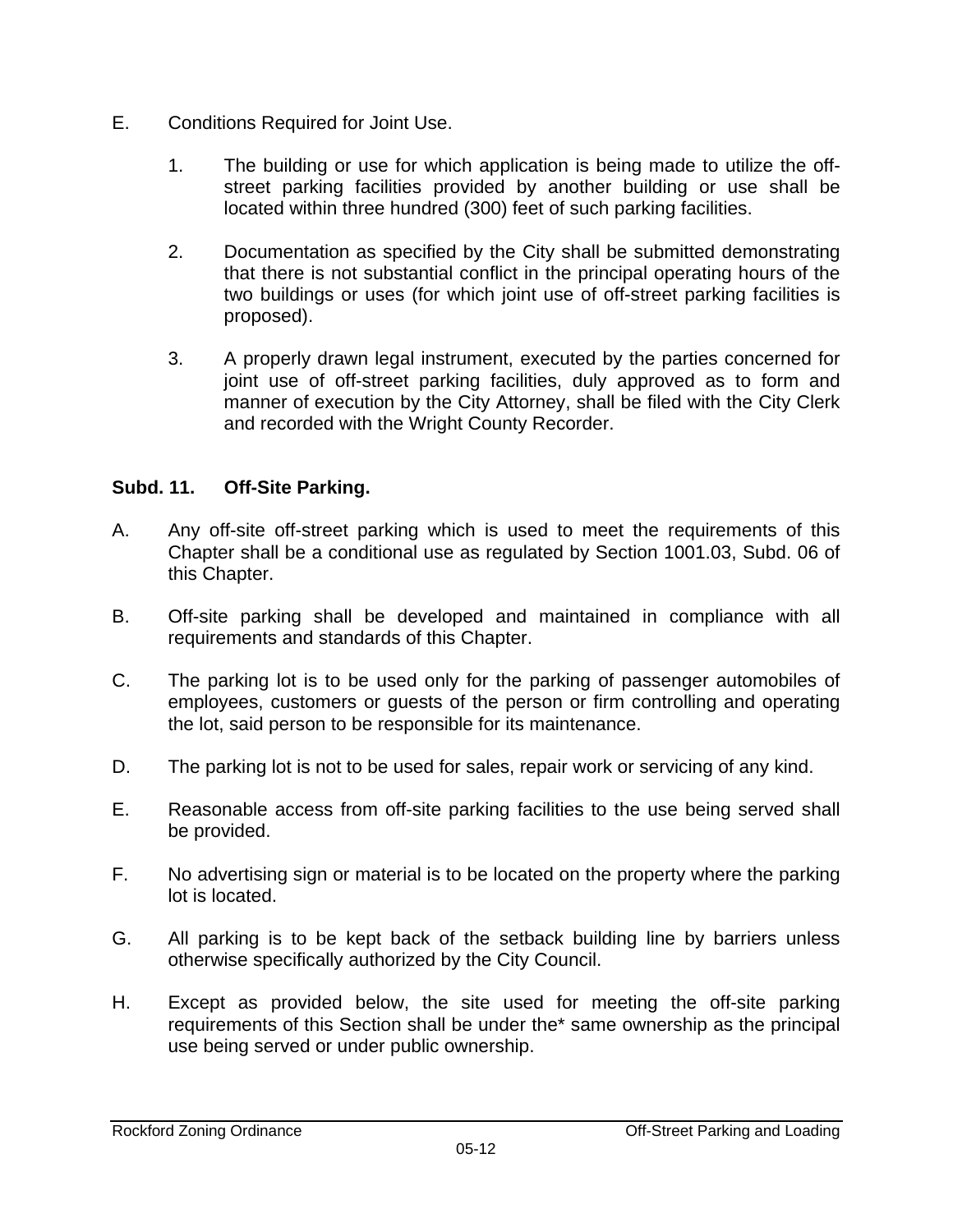E. Conditions Required for Joint Use.

1. The building or use for which application is being made to utilize the off-street parking facilities provided by another building or use shall be located within three hundred (300) feet of such parking facilities.

2. Documentation as specified by the City shall be submitted demonstrating that there is not substantial conflict in the principal operating hours of the two buildings or uses (for which joint use of off-street parking facilities is proposed).

3. A properly drawn legal instrument, executed by the parties concerned for joint use of off-street parking facilities, duly approved as to form and manner of execution by the City Attorney, shall be filed with the City Clerk and recorded with the Wright County Recorder.

**Subd. 11. Off-Site Parking.**

A. Any off-site off-street parking which is used to meet the requirements of this Chapter shall be a conditional use as regulated by Section 1001.03, Subd. 06 of this Chapter.

B. Off-site parking shall be developed and maintained in compliance with all requirements and standards of this Chapter.

C. The parking lot is to be used only for the parking of passenger automobiles of employees, customers or guests of the person or firm controlling and operating the lot, said person to be responsible for its maintenance.

D. The parking lot is not to be used for sales, repair work or servicing of any kind.

E. Reasonable access from off-site parking facilities to the use being served shall be provided.

F. No advertising sign or material is to be located on the property where the parking lot is located.

G. All parking is to be kept back of the setback building line by barriers unless otherwise specifically authorized by the City Council.

H. Except as provided below, the site used for meeting the off-site parking requirements of this Section shall be under the* same ownership as the principal use being served or under public ownership.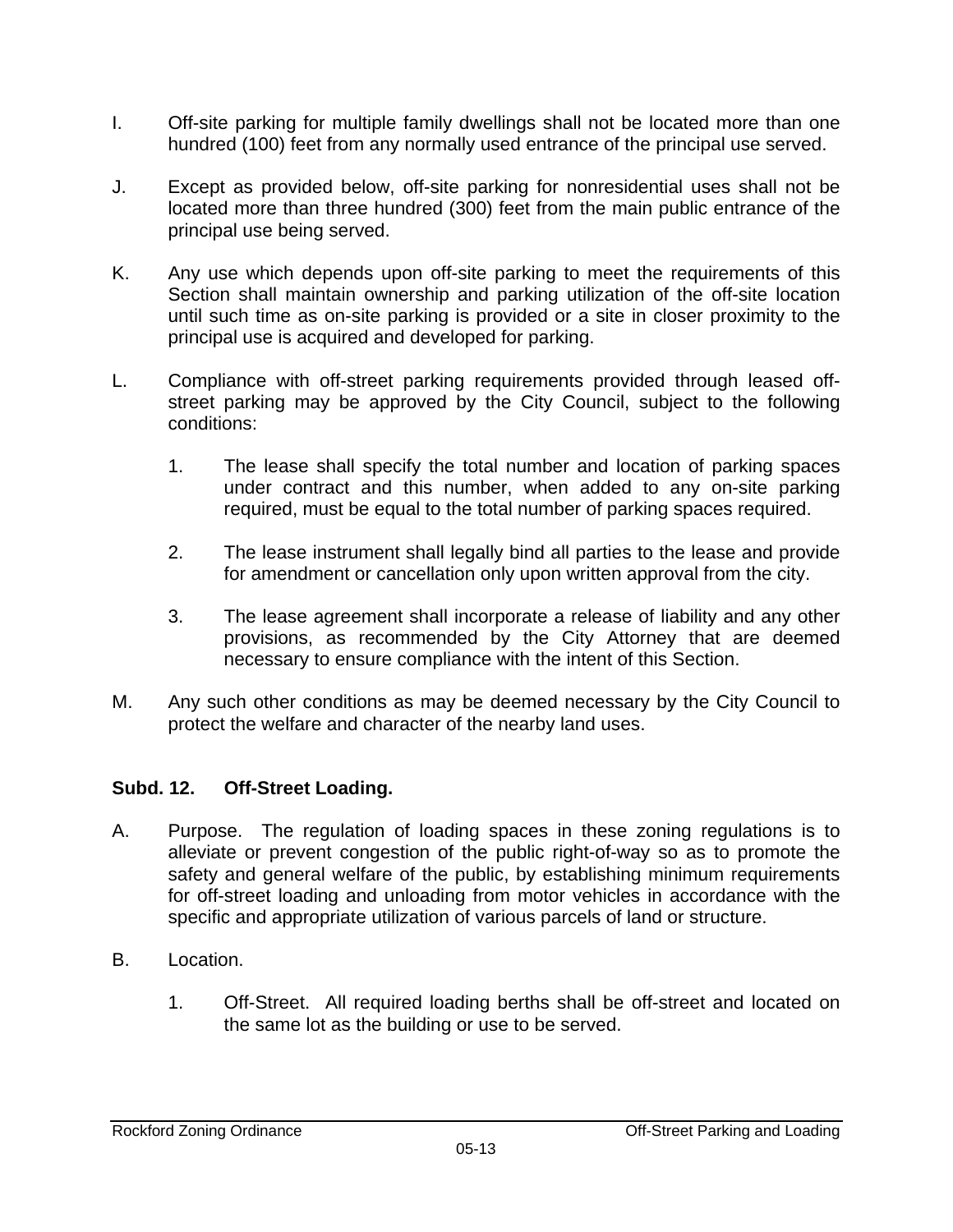I. Off-site parking for multiple family dwellings shall not be located more than one hundred (100) feet from any normally used entrance of the principal use served.

J. Except as provided below, off-site parking for nonresidential uses shall not be located more than three hundred (300) feet from the main public entrance of the principal use being served.

K. Any use which depends upon off-site parking to meet the requirements of this Section shall maintain ownership and parking utilization of the off-site location until such time as on-site parking is provided or a site in closer proximity to the principal use is acquired and developed for parking.

L. Compliance with off-street parking requirements provided through leased off-street parking may be approved by the City Council, subject to the following conditions:

   1. The lease shall specify the total number and location of parking spaces under contract and this number, when added to any on-site parking required, must be equal to the total number of parking spaces required.

   2. The lease instrument shall legally bind all parties to the lease and provide for amendment or cancellation only upon written approval from the city.

   3. The lease agreement shall incorporate a release of liability and any other provisions, as recommended by the City Attorney that are deemed necessary to ensure compliance with the intent of this Section.

M. Any such other conditions as may be deemed necessary by the City Council to protect the welfare and character of the nearby land uses.

**Subd. 12. Off-Street Loading.**

A. Purpose. The regulation of loading spaces in these zoning regulations is to alleviate or prevent congestion of the public right-of-way so as to promote the safety and general welfare of the public, by establishing minimum requirements for off-street loading and unloading from motor vehicles in accordance with the specific and appropriate utilization of various parcels of land or structure.

B. Location.

   1. Off-Street. All required loading berths shall be off-street and located on the same lot as the building or use to be served.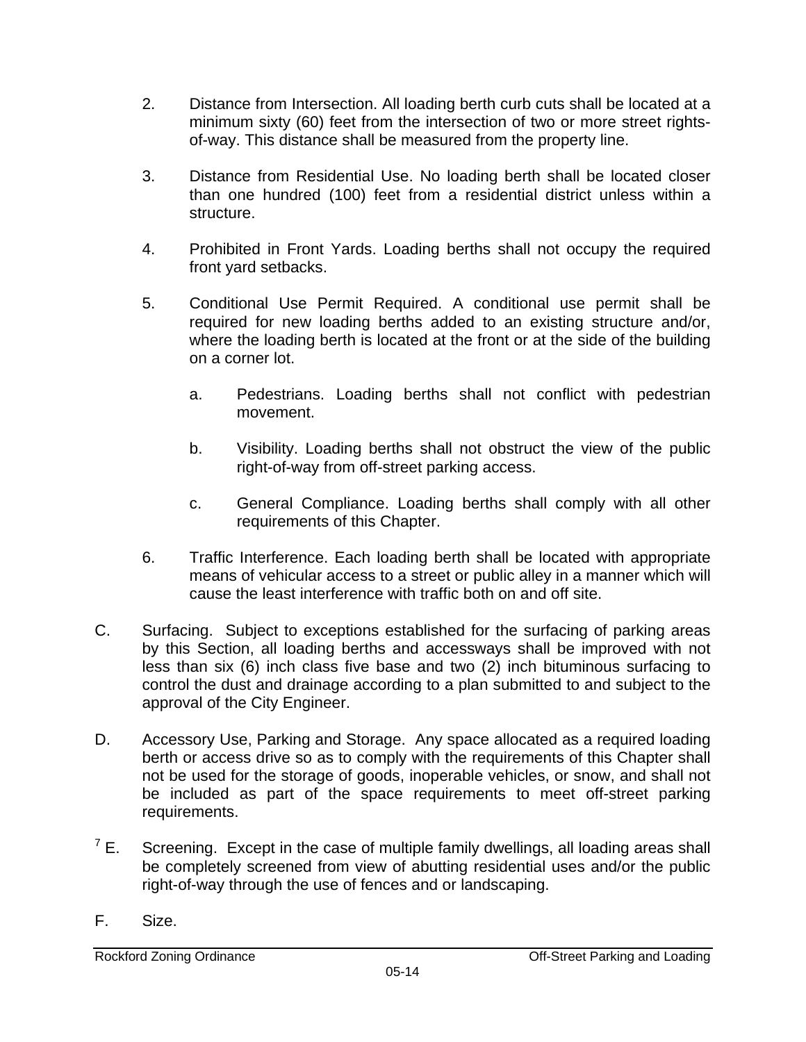2. Distance from Intersection. All loading berth curb cuts shall be located at a minimum sixty (60) feet from the intersection of two or more street rights-of-way. This distance shall be measured from the property line.

3. Distance from Residential Use. No loading berth shall be located closer than one hundred (100) feet from a residential district unless within a structure.

4. Prohibited in Front Yards. Loading berths shall not occupy the required front yard setbacks.

5. Conditional Use Permit Required. A conditional use permit shall be required for new loading berths added to an existing structure and/or, where the loading berth is located at the front or at the side of the building on a corner lot.

   a. Pedestrians. Loading berths shall not conflict with pedestrian movement.

   b. Visibility. Loading berths shall not obstruct the view of the public right-of-way from off-street parking access.

   c. General Compliance. Loading berths shall comply with all other requirements of this Chapter.

6. Traffic Interference. Each loading berth shall be located with appropriate means of vehicular access to a street or public alley in a manner which will cause the least interference with traffic both on and off site.

C. Surfacing. Subject to exceptions established for the surfacing of parking areas by this Section, all loading berths and accessways shall be improved with not less than six (6) inch class five base and two (2) inch bituminous surfacing to control the dust and drainage according to a plan submitted to and subject to the approval of the City Engineer.

D. Accessory Use, Parking and Storage. Any space allocated as a required loading berth or access drive so as to comply with the requirements of this Chapter shall not be used for the storage of goods, inoperable vehicles, or snow, and shall not be included as part of the space requirements to meet off-street parking requirements.

[7] E. Screening. Except in the case of multiple family dwellings, all loading areas shall be completely screened from view of abutting residential uses and/or the public right-of-way through the use of fences and or landscaping.

F. Size.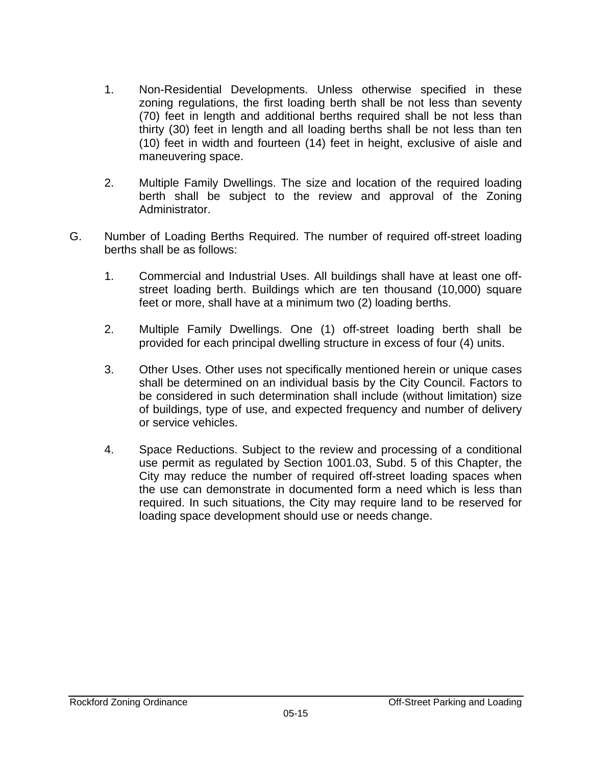1. Non-Residential Developments. Unless otherwise specified in these zoning regulations, the first loading berth shall be not less than seventy (70) feet in length and additional berths required shall be not less than thirty (30) feet in length and all loading berths shall be not less than ten (10) feet in width and fourteen (14) feet in height, exclusive of aisle and maneuvering space.

2. Multiple Family Dwellings. The size and location of the required loading berth shall be subject to the review and approval of the Zoning Administrator.

G. Number of Loading Berths Required. The number of required off-street loading berths shall be as follows:

1. Commercial and Industrial Uses. All buildings shall have at least one off-street loading berth. Buildings which are ten thousand (10,000) square feet or more, shall have at a minimum two (2) loading berths.

2. Multiple Family Dwellings. One (1) off-street loading berth shall be provided for each principal dwelling structure in excess of four (4) units.

3. Other Uses. Other uses not specifically mentioned herein or unique cases shall be determined on an individual basis by the City Council. Factors to be considered in such determination shall include (without limitation) size of buildings, type of use, and expected frequency and number of delivery or service vehicles.

4. Space Reductions. Subject to the review and processing of a conditional use permit as regulated by Section 1001.03, Subd. 5 of this Chapter, the City may reduce the number of required off-street loading spaces when the use can demonstrate in documented form a need which is less than required. In such situations, the City may require land to be reserved for loading space development should use or needs change.